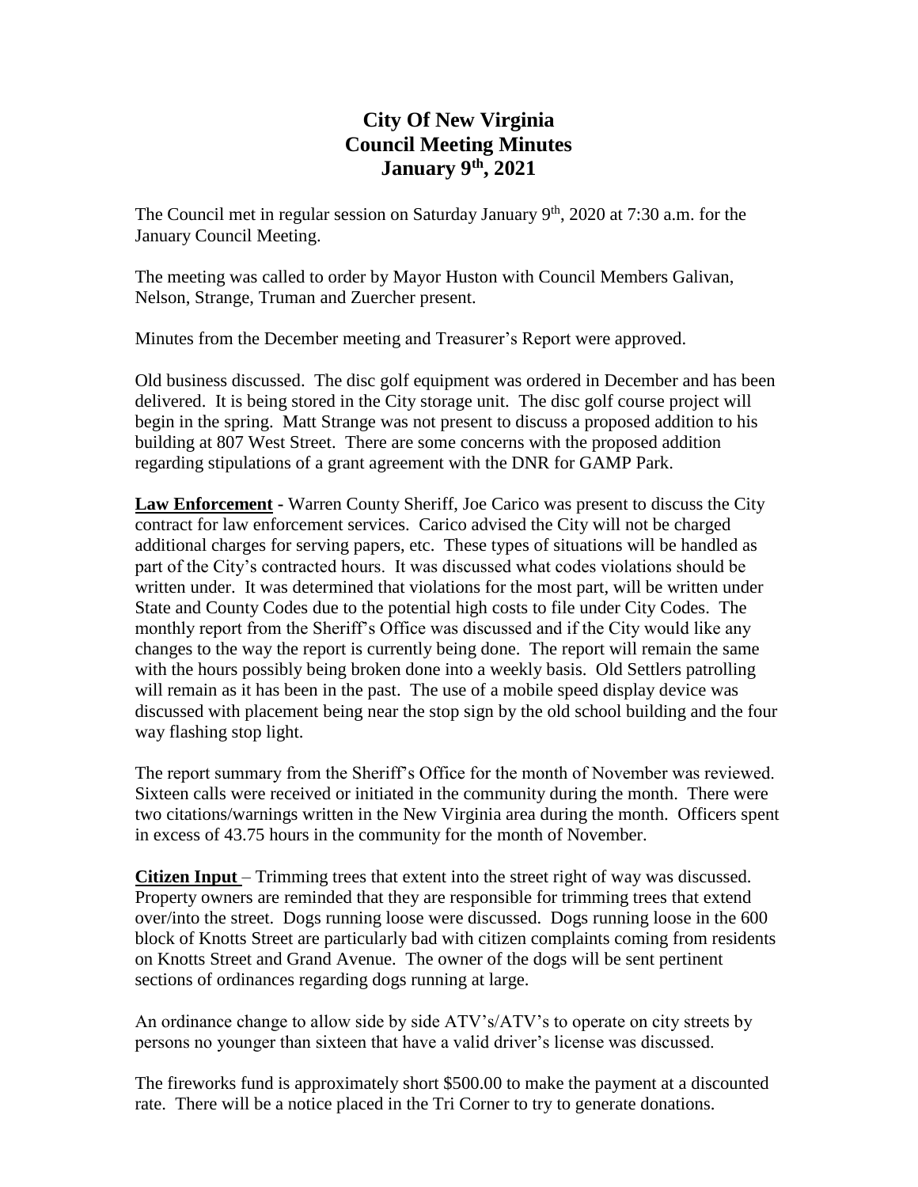# City Of New Virginia
# Council Meeting Minutes
# January 9th, 2021

The Council met in regular session on Saturday January 9th, 2020 at 7:30 a.m. for the January Council Meeting.

The meeting was called to order by Mayor Huston with Council Members Galivan, Nelson, Strange, Truman and Zuercher present.

Minutes from the December meeting and Treasurer's Report were approved.

Old business discussed. The disc golf equipment was ordered in December and has been delivered. It is being stored in the City storage unit. The disc golf course project will begin in the spring. Matt Strange was not present to discuss a proposed addition to his building at 807 West Street. There are some concerns with the proposed addition regarding stipulations of a grant agreement with the DNR for GAMP Park.

**Law Enforcement** - Warren County Sheriff, Joe Carico was present to discuss the City contract for law enforcement services. Carico advised the City will not be charged additional charges for serving papers, etc. These types of situations will be handled as part of the City's contracted hours. It was discussed what codes violations should be written under. It was determined that violations for the most part, will be written under State and County Codes due to the potential high costs to file under City Codes. The monthly report from the Sheriff's Office was discussed and if the City would like any changes to the way the report is currently being done. The report will remain the same with the hours possibly being broken done into a weekly basis. Old Settlers patrolling will remain as it has been in the past. The use of a mobile speed display device was discussed with placement being near the stop sign by the old school building and the four way flashing stop light.

The report summary from the Sheriff's Office for the month of November was reviewed. Sixteen calls were received or initiated in the community during the month. There were two citations/warnings written in the New Virginia area during the month. Officers spent in excess of 43.75 hours in the community for the month of November.

**Citizen Input** – Trimming trees that extent into the street right of way was discussed. Property owners are reminded that they are responsible for trimming trees that extend over/into the street. Dogs running loose were discussed. Dogs running loose in the 600 block of Knotts Street are particularly bad with citizen complaints coming from residents on Knotts Street and Grand Avenue. The owner of the dogs will be sent pertinent sections of ordinances regarding dogs running at large.

An ordinance change to allow side by side ATV's/ATV's to operate on city streets by persons no younger than sixteen that have a valid driver's license was discussed.

The fireworks fund is approximately short $500.00 to make the payment at a discounted rate. There will be a notice placed in the Tri Corner to try to generate donations.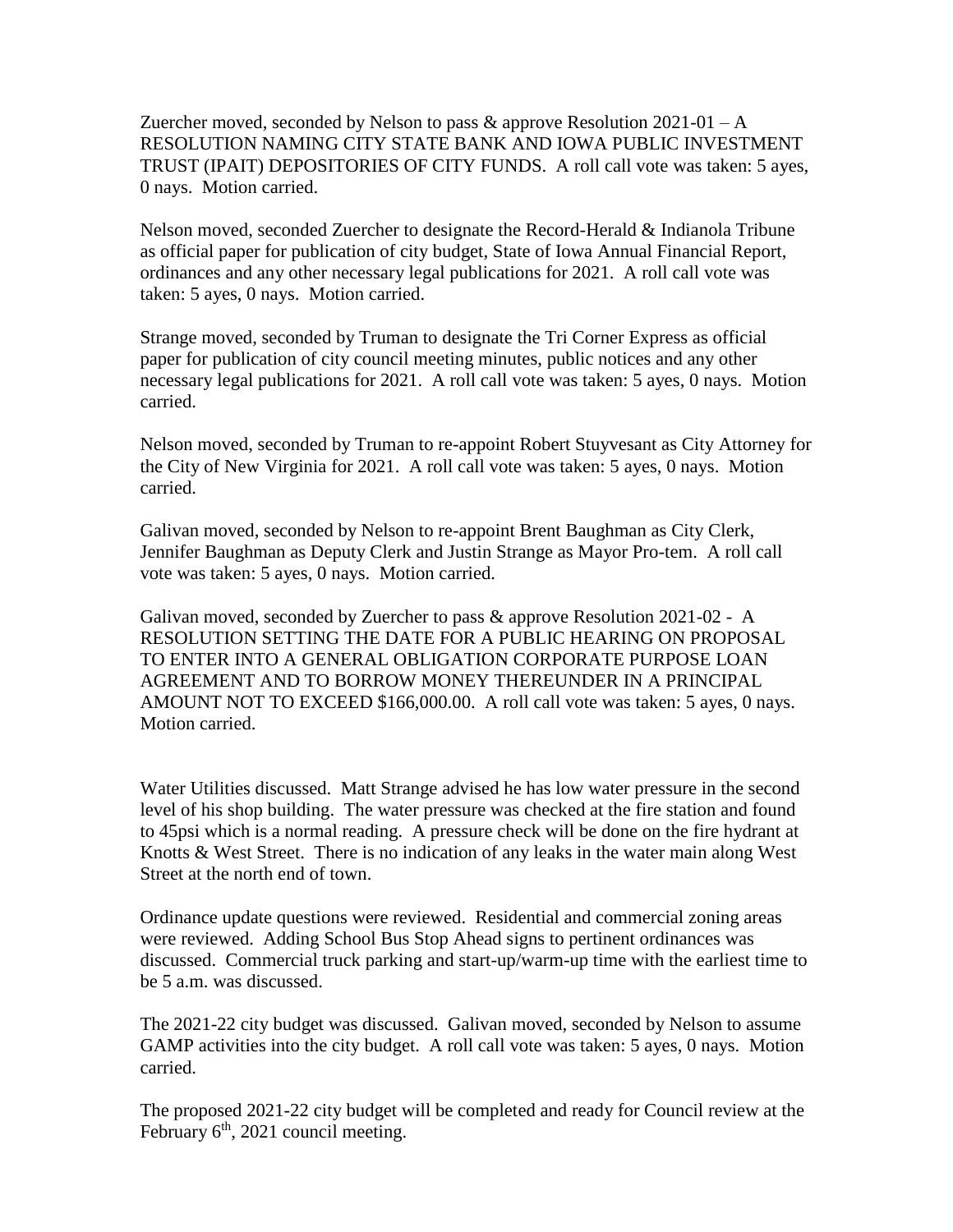Zuercher moved, seconded by Nelson to pass & approve Resolution 2021-01 – A RESOLUTION NAMING CITY STATE BANK AND IOWA PUBLIC INVESTMENT TRUST (IPAIT) DEPOSITORIES OF CITY FUNDS. A roll call vote was taken: 5 ayes, 0 nays. Motion carried.

Nelson moved, seconded Zuercher to designate the Record-Herald & Indianola Tribune as official paper for publication of city budget, State of Iowa Annual Financial Report, ordinances and any other necessary legal publications for 2021. A roll call vote was taken: 5 ayes, 0 nays. Motion carried.

Strange moved, seconded by Truman to designate the Tri Corner Express as official paper for publication of city council meeting minutes, public notices and any other necessary legal publications for 2021. A roll call vote was taken: 5 ayes, 0 nays. Motion carried.

Nelson moved, seconded by Truman to re-appoint Robert Stuyvesant as City Attorney for the City of New Virginia for 2021. A roll call vote was taken: 5 ayes, 0 nays. Motion carried.

Galivan moved, seconded by Nelson to re-appoint Brent Baughman as City Clerk, Jennifer Baughman as Deputy Clerk and Justin Strange as Mayor Pro-tem. A roll call vote was taken: 5 ayes, 0 nays. Motion carried.

Galivan moved, seconded by Zuercher to pass & approve Resolution 2021-02 - A RESOLUTION SETTING THE DATE FOR A PUBLIC HEARING ON PROPOSAL TO ENTER INTO A GENERAL OBLIGATION CORPORATE PURPOSE LOAN AGREEMENT AND TO BORROW MONEY THEREUNDER IN A PRINCIPAL AMOUNT NOT TO EXCEED $166,000.00. A roll call vote was taken: 5 ayes, 0 nays. Motion carried.

Water Utilities discussed. Matt Strange advised he has low water pressure in the second level of his shop building. The water pressure was checked at the fire station and found to 45psi which is a normal reading. A pressure check will be done on the fire hydrant at Knotts & West Street. There is no indication of any leaks in the water main along West Street at the north end of town.

Ordinance update questions were reviewed. Residential and commercial zoning areas were reviewed. Adding School Bus Stop Ahead signs to pertinent ordinances was discussed. Commercial truck parking and start-up/warm-up time with the earliest time to be 5 a.m. was discussed.

The 2021-22 city budget was discussed. Galivan moved, seconded by Nelson to assume GAMP activities into the city budget. A roll call vote was taken: 5 ayes, 0 nays. Motion carried.

The proposed 2021-22 city budget will be completed and ready for Council review at the February 6th, 2021 council meeting.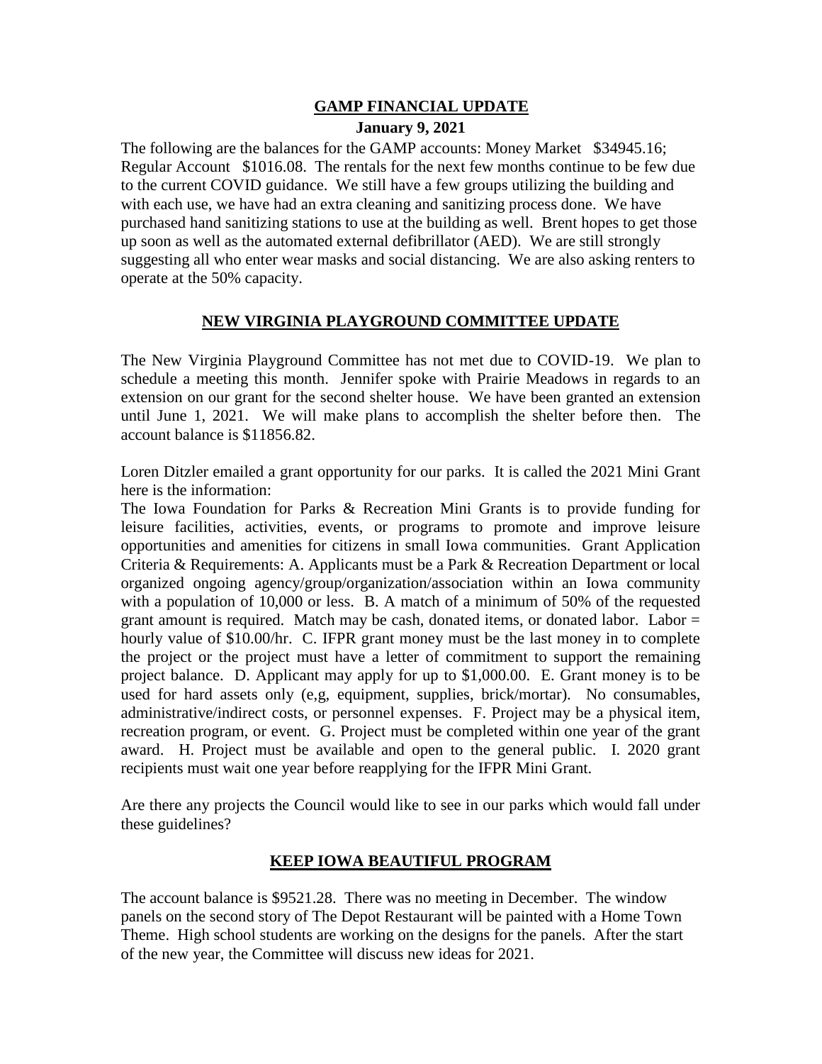## GAMP FINANCIAL UPDATE

**January 9, 2021**

The following are the balances for the GAMP accounts: Money Market $34945.16; Regular Account $1016.08. The rentals for the next few months continue to be few due to the current COVID guidance. We still have a few groups utilizing the building and with each use, we have had an extra cleaning and sanitizing process done. We have purchased hand sanitizing stations to use at the building as well. Brent hopes to get those up soon as well as the automated external defibrillator (AED). We are still strongly suggesting all who enter wear masks and social distancing. We are also asking renters to operate at the 50% capacity.

## NEW VIRGINIA PLAYGROUND COMMITTEE UPDATE

The New Virginia Playground Committee has not met due to COVID-19. We plan to schedule a meeting this month. Jennifer spoke with Prairie Meadows in regards to an extension on our grant for the second shelter house. We have been granted an extension until June 1, 2021. We will make plans to accomplish the shelter before then. The account balance is $11856.82.

Loren Ditzler emailed a grant opportunity for our parks. It is called the 2021 Mini Grant here is the information:

The Iowa Foundation for Parks & Recreation Mini Grants is to provide funding for leisure facilities, activities, events, or programs to promote and improve leisure opportunities and amenities for citizens in small Iowa communities. Grant Application Criteria & Requirements: A. Applicants must be a Park & Recreation Department or local organized ongoing agency/group/organization/association within an Iowa community with a population of 10,000 or less. B. A match of a minimum of 50% of the requested grant amount is required. Match may be cash, donated items, or donated labor. Labor = hourly value of $10.00/hr. C. IFPR grant money must be the last money in to complete the project or the project must have a letter of commitment to support the remaining project balance. D. Applicant may apply for up to $1,000.00. E. Grant money is to be used for hard assets only (e,g, equipment, supplies, brick/mortar). No consumables, administrative/indirect costs, or personnel expenses. F. Project may be a physical item, recreation program, or event. G. Project must be completed within one year of the grant award. H. Project must be available and open to the general public. I. 2020 grant recipients must wait one year before reapplying for the IFPR Mini Grant.

Are there any projects the Council would like to see in our parks which would fall under these guidelines?

## KEEP IOWA BEAUTIFUL PROGRAM

The account balance is $9521.28. There was no meeting in December. The window panels on the second story of The Depot Restaurant will be painted with a Home Town Theme. High school students are working on the designs for the panels. After the start of the new year, the Committee will discuss new ideas for 2021.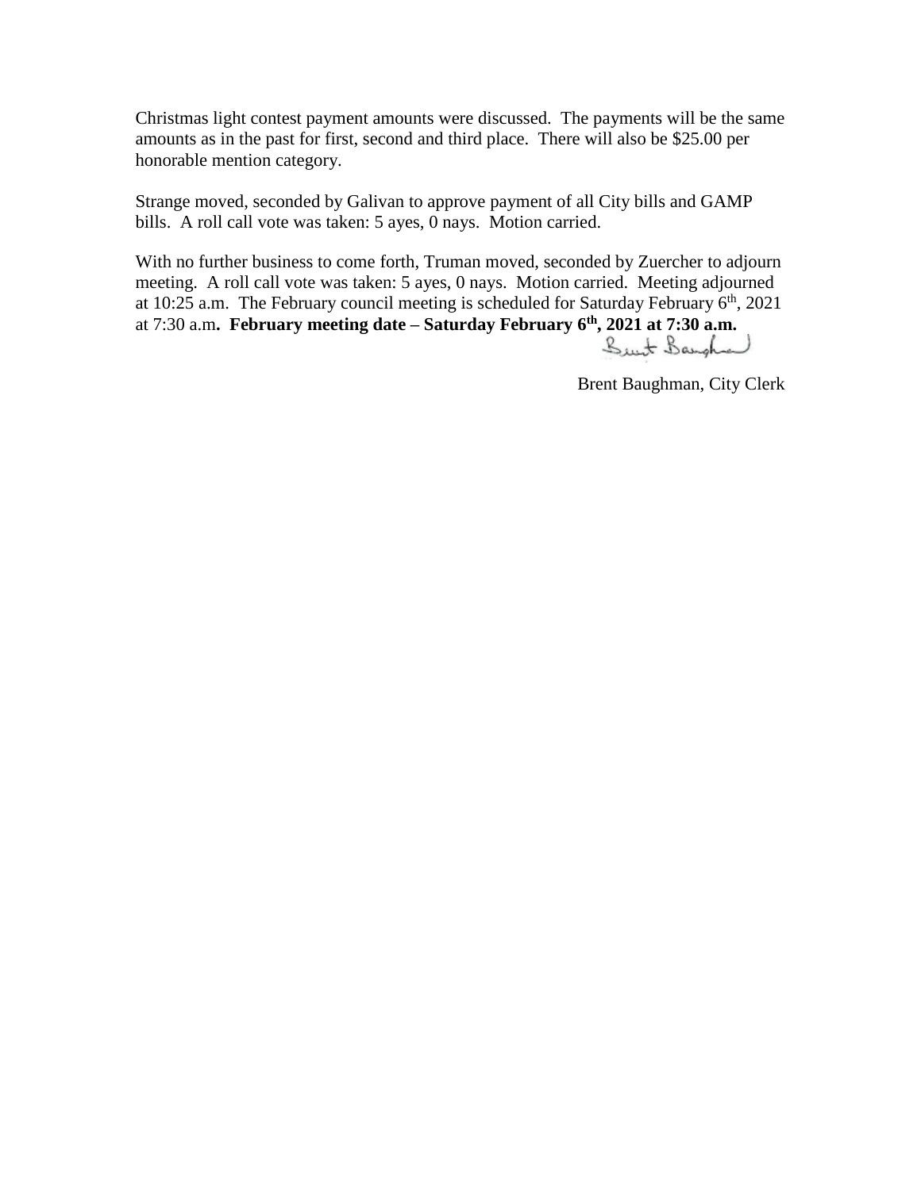Christmas light contest payment amounts were discussed. The payments will be the same amounts as in the past for first, second and third place. There will also be $25.00 per honorable mention category.

Strange moved, seconded by Galivan to approve payment of all City bills and GAMP bills. A roll call vote was taken: 5 ayes, 0 nays. Motion carried.

With no further business to come forth, Truman moved, seconded by Zuercher to adjourn meeting. A roll call vote was taken: 5 ayes, 0 nays. Motion carried. Meeting adjourned at 10:25 a.m. The February council meeting is scheduled for Saturday February 6th, 2021 at 7:30 a.m**. February meeting date – Saturday February 6th, 2021 at 7:30 a.m.**

Brent Baughman, City Clerk